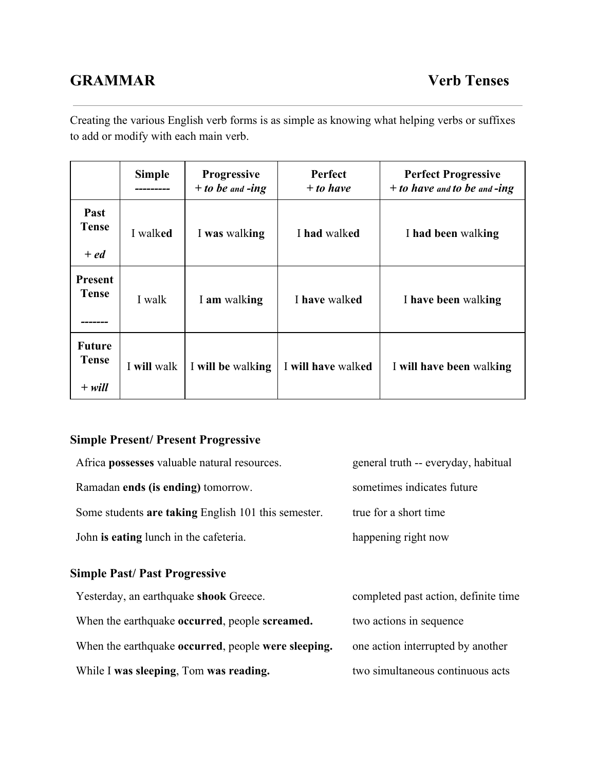# GRAMMAR — Verb Tenses

Creating the various English verb forms is as simple as knowing what helping verbs or suffixes to add or modify with each main verb.

| | **Simple**<br>--------- | **Progressive**<br>***+ to be** and **-ing*** | **Perfect**<br>***+ to have*** | **Perfect Progressive**<br>***+ to have** and **to be** and **-ing*** |
|---|---|---|---|---|
| **Past Tense**<br>***+ ed*** | I walk**ed** | I **was** walk**ing** | I **had** walk**ed** | I **had been** walk**ing** |
| **Present Tense**<br>------- | I walk | I **am** walk**ing** | I **have** walk**ed** | I **have been** walk**ing** |
| **Future Tense**<br>***+ will*** | I **will** walk | I **will be** walk**ing** | I **will have** walk**ed** | I **will have been** walk**ing** |

### Simple Present/ Present Progressive

| | |
|---|---|
| Africa **possesses** valuable natural resources. | general truth -- everyday, habitual |
| Ramadan **ends (is ending)** tomorrow. | sometimes indicates future |
| Some students **are taking** English 101 this semester. | true for a short time |
| John **is eating** lunch in the cafeteria. | happening right now |

### Simple Past/ Past Progressive

| | |
|---|---|
| Yesterday, an earthquake **shook** Greece. | completed past action, definite time |
| When the earthquake **occurred**, people **screamed.** | two actions in sequence |
| When the earthquake **occurred**, people **were sleeping.** | one action interrupted by another |
| While I **was sleeping**, Tom **was reading.** | two simultaneous continuous acts |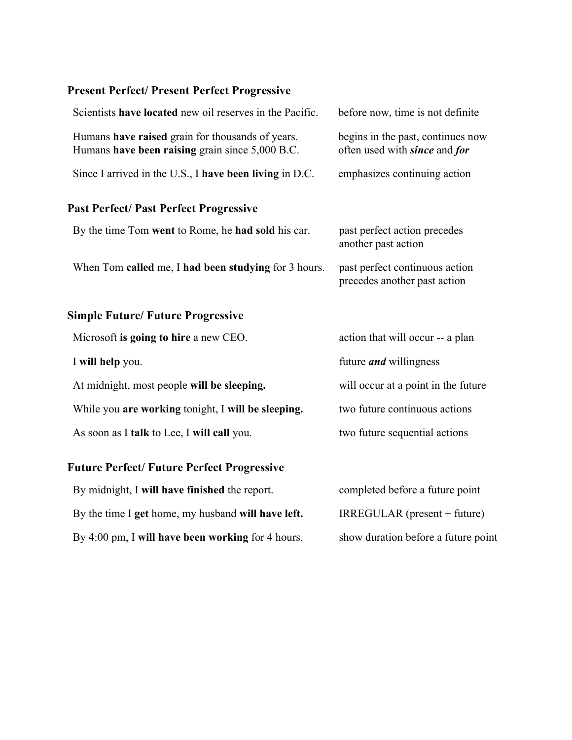### Present Perfect/ Present Perfect Progressive

| | |
|---|---|
| Scientists **have located** new oil reserves in the Pacific. | before now, time is not definite |
| Humans **have raised** grain for thousands of years.<br>Humans **have been raising** grain since 5,000 B.C. | begins in the past, continues now<br>often used with ***since*** and ***for*** |
| Since I arrived in the U.S., I **have been living** in D.C. | emphasizes continuing action |

### Past Perfect/ Past Perfect Progressive

| | |
|---|---|
| By the time Tom **went** to Rome, he **had sold** his car. | past perfect action precedes another past action |
| When Tom **called** me, I **had been studying** for 3 hours. | past perfect continuous action precedes another past action |

### Simple Future/ Future Progressive

| | |
|---|---|
| Microsoft **is going to hire** a new CEO. | action that will occur -- a plan |
| I **will help** you. | future ***and*** willingness |
| At midnight, most people **will be sleeping.** | will occur at a point in the future |
| While you **are working** tonight, I **will be sleeping.** | two future continuous actions |
| As soon as I **talk** to Lee, I **will call** you. | two future sequential actions |

### Future Perfect/ Future Perfect Progressive

| | |
|---|---|
| By midnight, I **will have finished** the report. | completed before a future point |
| By the time I **get** home, my husband **will have left.** | IRREGULAR (present + future) |
| By 4:00 pm, I **will have been working** for 4 hours. | show duration before a future point |